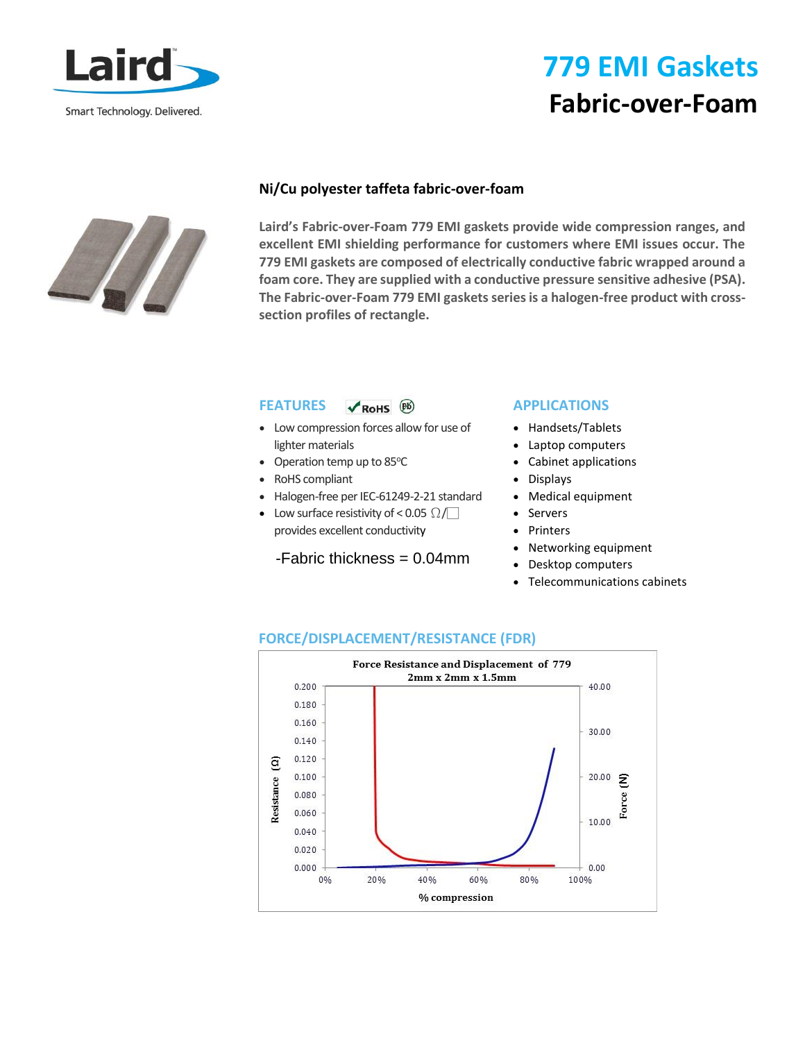# 779 EMI Gaskets

## Fabric-over-Foam

### Ni/Cu polyester taffeta fabric-over-foam

**Laird's Fabric-over-Foam 779 EMI gaskets provide wide compression ranges, and excellent EMI shielding performance for customers where EMI issues occur. The 779 EMI gaskets are composed of electrically conductive fabric wrapped around a foam core. They are supplied with a conductive pressure sensitive adhesive (PSA). The Fabric-over-Foam 779 EMI gaskets series is a halogen-free product with cross-section profiles of rectangle.**

## FEATURES

- Low compression forces allow for use of lighter materials
- Operation temp up to 85°C
- RoHS compliant
- Halogen-free per IEC-61249-2-21 standard
- Low surface resistivity of < 0.05 Ω/□ provides excellent conductivity

-Fabric thickness = 0.04mm

## APPLICATIONS

- Handsets/Tablets
- Laptop computers
- Cabinet applications
- Displays
- Medical equipment
- Servers
- Printers
- Networking equipment
- Desktop computers
- Telecommunications cabinets

## FORCE/DISPLACEMENT/RESISTANCE (FDR)

Force Resistance and Displacement of 779
2mm x 2mm x 1.5mm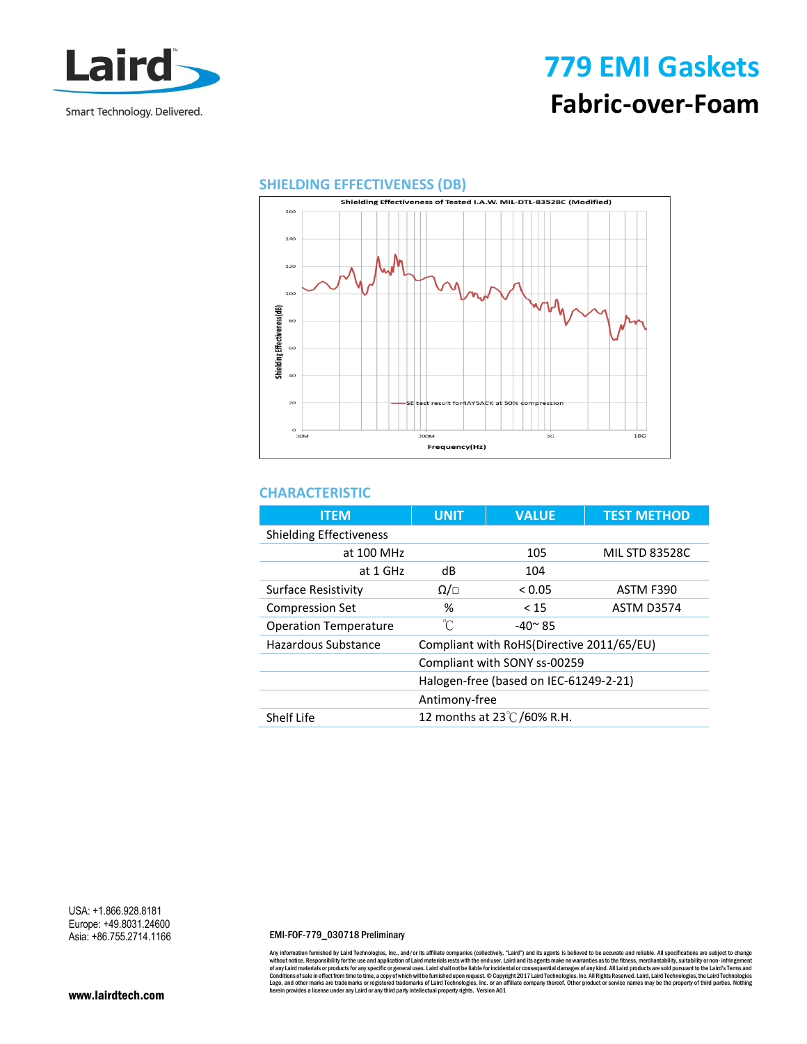# 779 EMI Gaskets

## Fabric-over-Foam

### SHIELDING EFFECTIVENESS (DB)

Shielding Effectiveness of Tested I.A.W. MIL-DTL-83528C (Modified)

160
140
120
100
80
60
40
20
0

Shielding Effectiveness(dB)

SE test result for 4AY5ACK at 50% compression

30M
300M
3G
18G

Frequency(Hz)

### CHARACTERISTIC

| ITEM | UNIT | VALUE | TEST METHOD |
|---|---|---|---|
| Shielding Effectiveness | | | |
| at 100 MHz | | 105 | MIL STD 83528C |
| at 1 GHz | dB | 104 | |
| Surface Resistivity | Ω/□ | < 0.05 | ASTM F390 |
| Compression Set | % | < 15 | ASTM D3574 |
| Operation Temperature | ℃ | -40~ 85 | |
| Hazardous Substance | Compliant with RoHS(Directive 2011/65/EU) | | |
| | Compliant with SONY ss-00259 | | |
| | Halogen-free (based on IEC-61249-2-21) | | |
| | Antimony-free | | |
| Shelf Life | 12 months at 23℃/60% R.H. | | |

USA: +1.866.928.8181
Europe: +49.8031.24600
Asia: +86.755.2714.1166

www.lairdtech.com

EMI-FOF-779_030718 Preliminary

Any information furnished by Laird Technologies, Inc., and/or its affiliate companies (collectively, "Laird") and its agents is believed to be accurate and reliable. All specifications are subject to change without notice. Responsibility for the use and application of Laird materials rests with the end user. Laird and its agents make no warranties as to the fitness, merchantability, suitability or non- infringement of any Laird materials or products for any specific or general uses. Laird shall not be liable for incidental or consequential damages of any kind. All Laird products are sold pursuant to the Laird's Terms and Conditions of sale in effect from time to time, a copy of which will be furnished upon request. © Copyright 2017 Laird Technologies, Inc. All Rights Reserved. Laird, Laird Technologies, the Laird Technologies Logo, and other marks are trademarks or registered trademarks of Laird Technologies, Inc. or an affiliate company thereof. Other product or service names may be the property of third parties. Nothing herein provides a license under any Laird or any third party intellectual property rights. Version A01